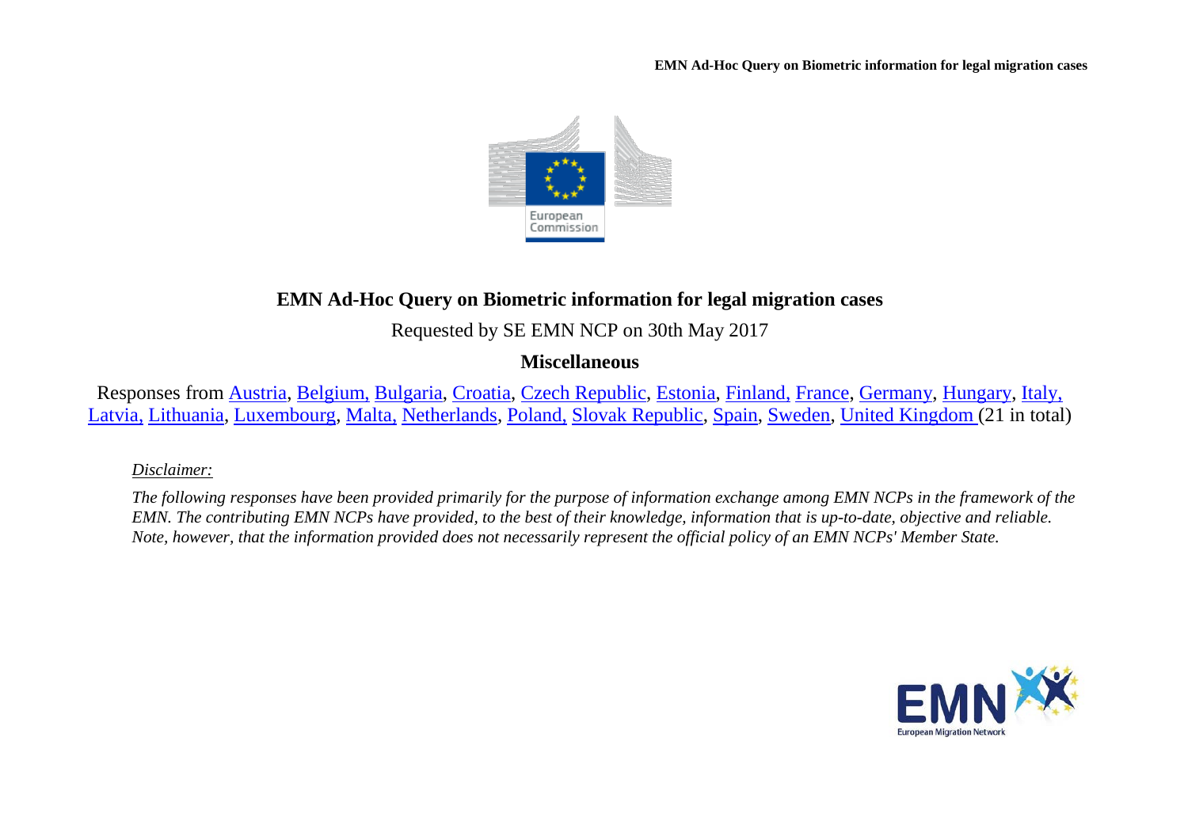# EMN Ad-Hoc Query on Biometric information for legal migration cases

Requested by SE EMN NCP on 30th May 2017

**Miscellaneous**

Responses from Austria, Belgium, Bulgaria, Croatia, Czech Republic, Estonia, Finland, France, Germany, Hungary, Italy, Latvia, Lithuania, Luxembourg, Malta, Netherlands, Poland, Slovak Republic, Spain, Sweden, United Kingdom (21 in total)

*Disclaimer:*

*The following responses have been provided primarily for the purpose of information exchange among EMN NCPs in the framework of the EMN. The contributing EMN NCPs have provided, to the best of their knowledge, information that is up-to-date, objective and reliable. Note, however, that the information provided does not necessarily represent the official policy of an EMN NCPs' Member State.*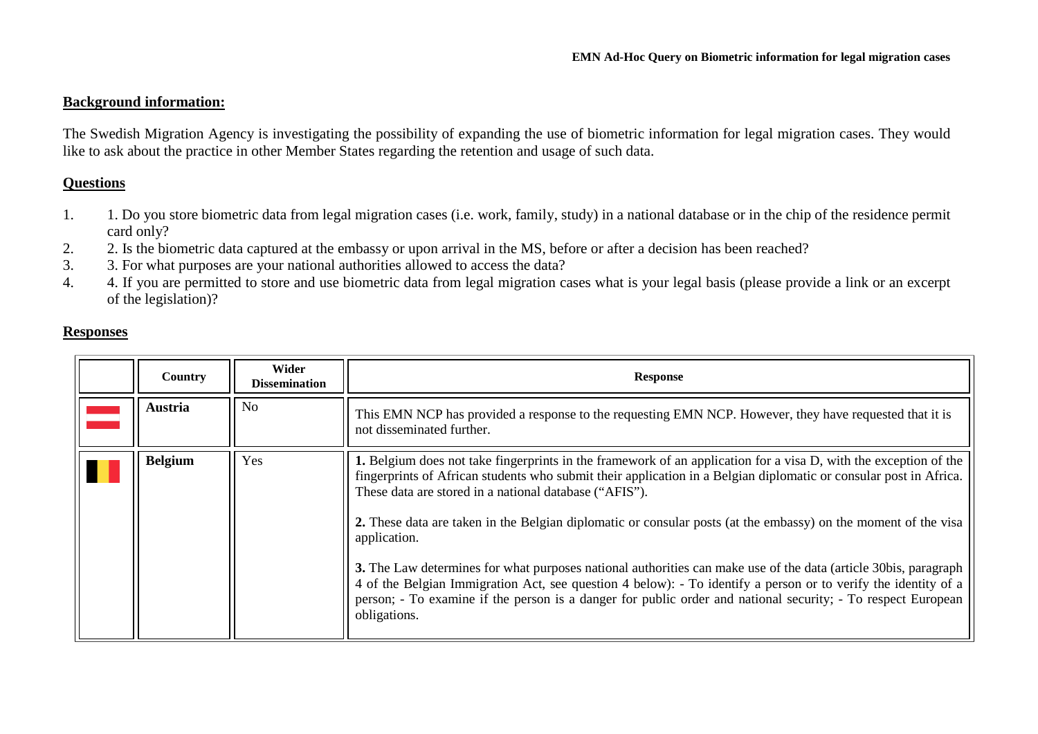## Background information:

The Swedish Migration Agency is investigating the possibility of expanding the use of biometric information for legal migration cases. They would like to ask about the practice in other Member States regarding the retention and usage of such data.

## Questions

1. 1. Do you store biometric data from legal migration cases (i.e. work, family, study) in a national database or in the chip of the residence permit card only?
2. 2. Is the biometric data captured at the embassy or upon arrival in the MS, before or after a decision has been reached?
3. 3. For what purposes are your national authorities allowed to access the data?
4. 4. If you are permitted to store and use biometric data from legal migration cases what is your legal basis (please provide a link or an excerpt of the legislation)?

## Responses

| | Country | Wider Dissemination | Response |
|---|---|---|---|
| | **Austria** | No | This EMN NCP has provided a response to the requesting EMN NCP. However, they have requested that it is not disseminated further. |
| | **Belgium** | Yes | **1.** Belgium does not take fingerprints in the framework of an application for a visa D, with the exception of the fingerprints of African students who submit their application in a Belgian diplomatic or consular post in Africa. These data are stored in a national database ("AFIS").<br><br>**2.** These data are taken in the Belgian diplomatic or consular posts (at the embassy) on the moment of the visa application.<br><br>**3.** The Law determines for what purposes national authorities can make use of the data (article 30bis, paragraph 4 of the Belgian Immigration Act, see question 4 below): - To identify a person or to verify the identity of a person; - To examine if the person is a danger for public order and national security; - To respect European obligations. |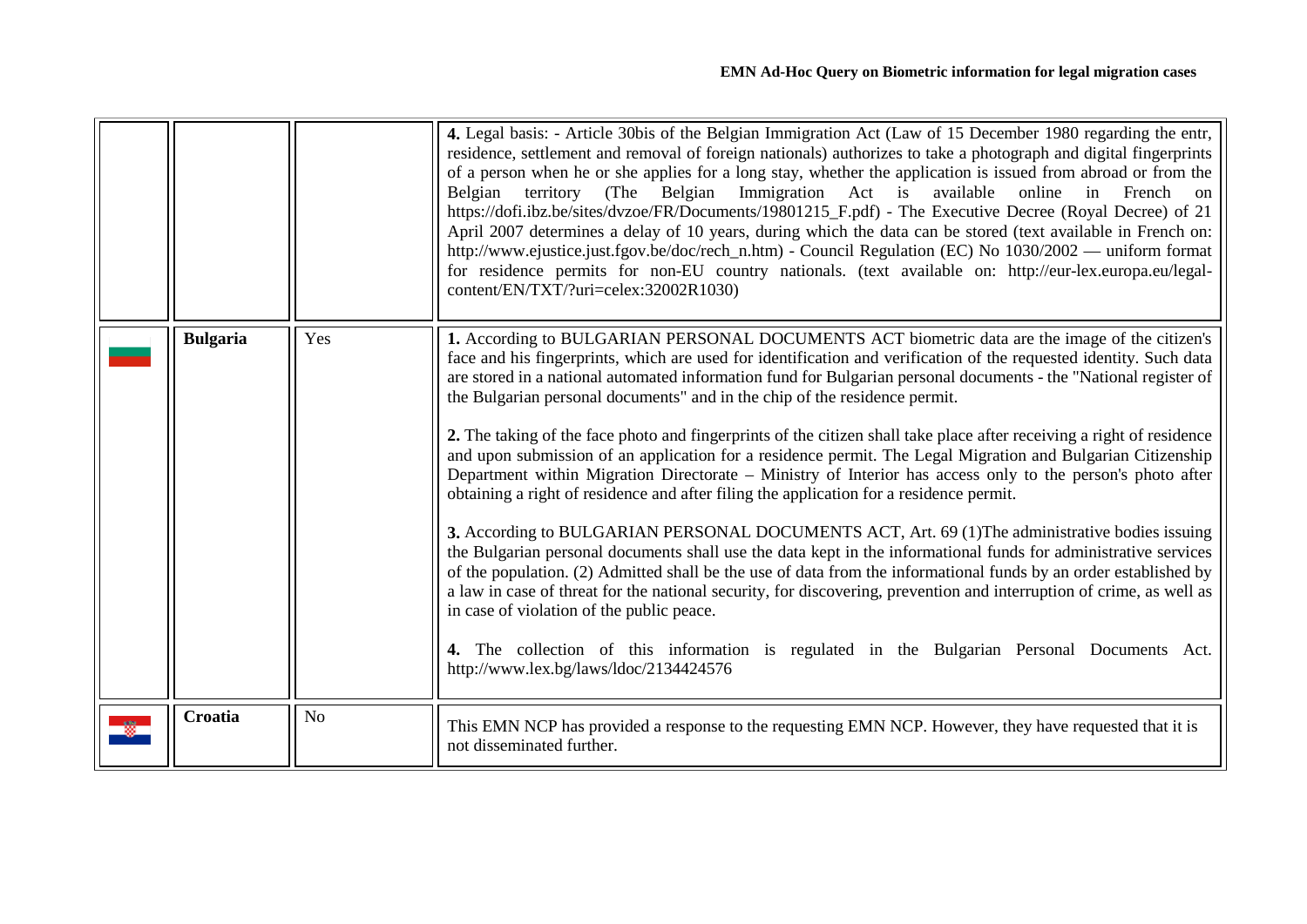| | | | |
|---|---|---|---|
| | | | **4.** Legal basis: - Article 30bis of the Belgian Immigration Act (Law of 15 December 1980 regarding the entr, residence, settlement and removal of foreign nationals) authorizes to take a photograph and digital fingerprints of a person when he or she applies for a long stay, whether the application is issued from abroad or from the Belgian territory (The Belgian Immigration Act is available online in French on https://dofi.ibz.be/sites/dvzoe/FR/Documents/19801215_F.pdf) - The Executive Decree (Royal Decree) of 21 April 2007 determines a delay of 10 years, during which the data can be stored (text available in French on: http://www.ejustice.just.fgov.be/doc/rech_n.htm) - Council Regulation (EC) No 1030/2002 — uniform format for residence permits for non-EU country nationals. (text available on: http://eur-lex.europa.eu/legal-content/EN/TXT/?uri=celex:32002R1030) |
| | **Bulgaria** | Yes | **1.** According to BULGARIAN PERSONAL DOCUMENTS ACT biometric data are the image of the citizen's face and his fingerprints, which are used for identification and verification of the requested identity. Such data are stored in a national automated information fund for Bulgarian personal documents - the "National register of the Bulgarian personal documents" and in the chip of the residence permit.<br><br>**2.** The taking of the face photo and fingerprints of the citizen shall take place after receiving a right of residence and upon submission of an application for a residence permit. The Legal Migration and Bulgarian Citizenship Department within Migration Directorate – Ministry of Interior has access only to the person's photo after obtaining a right of residence and after filing the application for a residence permit.<br><br>**3.** According to BULGARIAN PERSONAL DOCUMENTS ACT, Art. 69 (1)The administrative bodies issuing the Bulgarian personal documents shall use the data kept in the informational funds for administrative services of the population. (2) Admitted shall be the use of data from the informational funds by an order established by a law in case of threat for the national security, for discovering, prevention and interruption of crime, as well as in case of violation of the public peace.<br><br>**4.** The collection of this information is regulated in the Bulgarian Personal Documents Act. http://www.lex.bg/laws/ldoc/2134424576 |
| | **Croatia** | No | This EMN NCP has provided a response to the requesting EMN NCP. However, they have requested that it is not disseminated further. |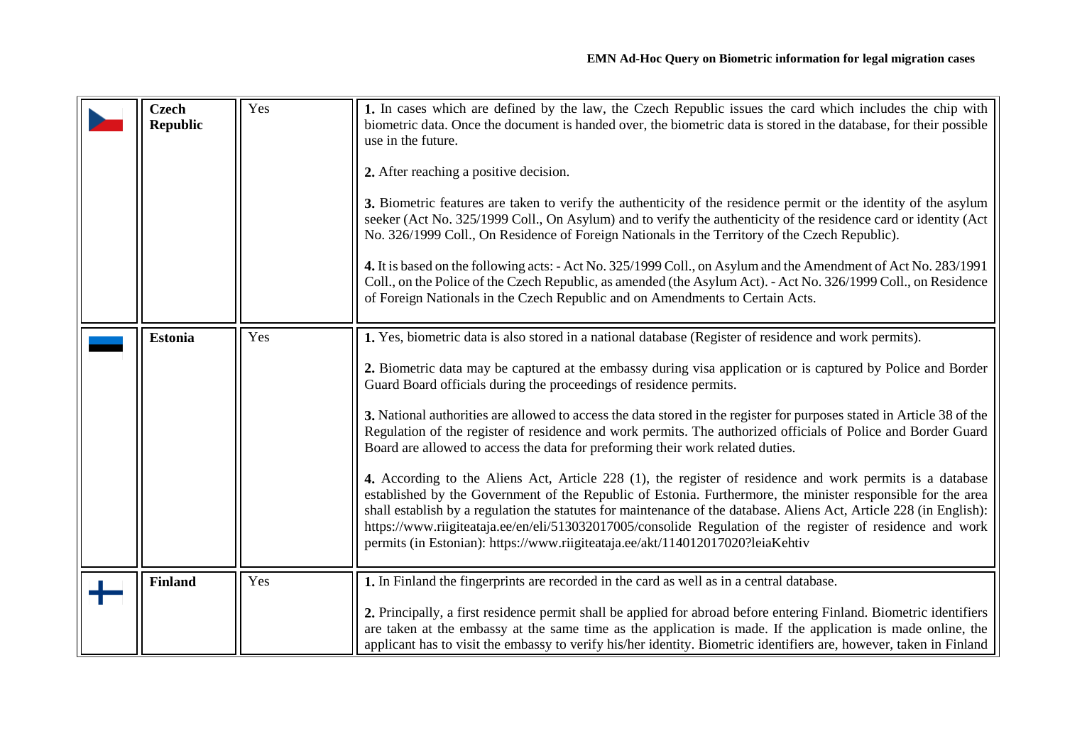| | | | |
|---|---|---|---|
| | **Czech Republic** | Yes | **1.** In cases which are defined by the law, the Czech Republic issues the card which includes the chip with biometric data. Once the document is handed over, the biometric data is stored in the database, for their possible use in the future.<br><br>**2.** After reaching a positive decision.<br><br>**3.** Biometric features are taken to verify the authenticity of the residence permit or the identity of the asylum seeker (Act No. 325/1999 Coll., On Asylum) and to verify the authenticity of the residence card or identity (Act No. 326/1999 Coll., On Residence of Foreign Nationals in the Territory of the Czech Republic).<br><br>**4.** It is based on the following acts: - Act No. 325/1999 Coll., on Asylum and the Amendment of Act No. 283/1991 Coll., on the Police of the Czech Republic, as amended (the Asylum Act). - Act No. 326/1999 Coll., on Residence of Foreign Nationals in the Czech Republic and on Amendments to Certain Acts. |
| | **Estonia** | Yes | **1.** Yes, biometric data is also stored in a national database (Register of residence and work permits).<br><br>**2.** Biometric data may be captured at the embassy during visa application or is captured by Police and Border Guard Board officials during the proceedings of residence permits.<br><br>**3.** National authorities are allowed to access the data stored in the register for purposes stated in Article 38 of the Regulation of the register of residence and work permits. The authorized officials of Police and Border Guard Board are allowed to access the data for preforming their work related duties.<br><br>**4.** According to the Aliens Act, Article 228 (1), the register of residence and work permits is a database established by the Government of the Republic of Estonia. Furthermore, the minister responsible for the area shall establish by a regulation the statutes for maintenance of the database. Aliens Act, Article 228 (in English): https://www.riigiteataja.ee/en/eli/513032017005/consolide Regulation of the register of residence and work permits (in Estonian): https://www.riigiteataja.ee/akt/114012017020?leiaKehtiv |
| | **Finland** | Yes | **1.** In Finland the fingerprints are recorded in the card as well as in a central database.<br><br>**2.** Principally, a first residence permit shall be applied for abroad before entering Finland. Biometric identifiers are taken at the embassy at the same time as the application is made. If the application is made online, the applicant has to visit the embassy to verify his/her identity. Biometric identifiers are, however, taken in Finland |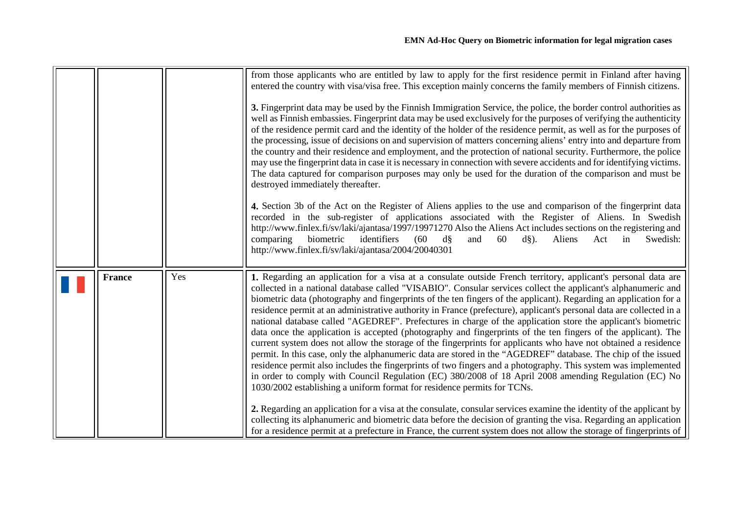| | | | |
|---|---|---|---|
| | | | from those applicants who are entitled by law to apply for the first residence permit in Finland after having entered the country with visa/visa free. This exception mainly concerns the family members of Finnish citizens.<br><br>**3.** Fingerprint data may be used by the Finnish Immigration Service, the police, the border control authorities as well as Finnish embassies. Fingerprint data may be used exclusively for the purposes of verifying the authenticity of the residence permit card and the identity of the holder of the residence permit, as well as for the purposes of the processing, issue of decisions on and supervision of matters concerning aliens' entry into and departure from the country and their residence and employment, and the protection of national security. Furthermore, the police may use the fingerprint data in case it is necessary in connection with severe accidents and for identifying victims. The data captured for comparison purposes may only be used for the duration of the comparison and must be destroyed immediately thereafter.<br><br>**4.** Section 3b of the Act on the Register of Aliens applies to the use and comparison of the fingerprint data recorded in the sub-register of applications associated with the Register of Aliens. In Swedish http://www.finlex.fi/sv/laki/ajantasa/1997/19971270 Also the Aliens Act includes sections on the registering and comparing biometric identifiers (60 d§ and 60 d§). Aliens Act in Swedish: http://www.finlex.fi/sv/laki/ajantasa/2004/20040301 |
| | **France** | Yes | **1.** Regarding an application for a visa at a consulate outside French territory, applicant's personal data are collected in a national database called "VISABIO". Consular services collect the applicant's alphanumeric and biometric data (photography and fingerprints of the ten fingers of the applicant). Regarding an application for a residence permit at an administrative authority in France (prefecture), applicant's personal data are collected in a national database called "AGEDREF". Prefectures in charge of the application store the applicant's biometric data once the application is accepted (photography and fingerprints of the ten fingers of the applicant). The current system does not allow the storage of the fingerprints for applicants who have not obtained a residence permit. In this case, only the alphanumeric data are stored in the "AGEDREF" database. The chip of the issued residence permit also includes the fingerprints of two fingers and a photography. This system was implemented in order to comply with Council Regulation (EC) 380/2008 of 18 April 2008 amending Regulation (EC) No 1030/2002 establishing a uniform format for residence permits for TCNs.<br><br>**2.** Regarding an application for a visa at the consulate, consular services examine the identity of the applicant by collecting its alphanumeric and biometric data before the decision of granting the visa. Regarding an application for a residence permit at a prefecture in France, the current system does not allow the storage of fingerprints of |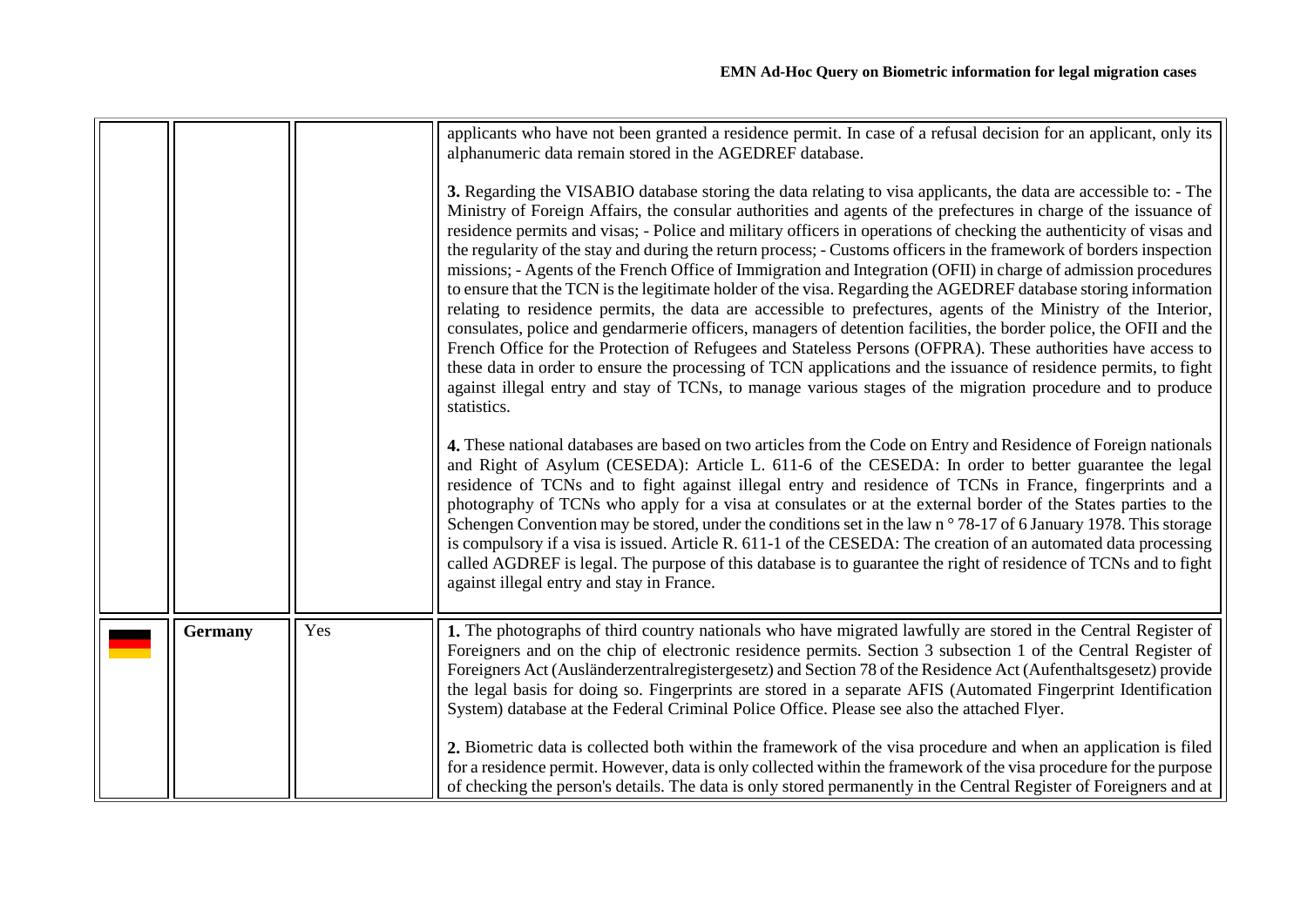| | | | |
|---|---|---|---|
| | | | applicants who have not been granted a residence permit. In case of a refusal decision for an applicant, only its alphanumeric data remain stored in the AGEDREF database.<br><br>**3.** Regarding the VISABIO database storing the data relating to visa applicants, the data are accessible to: - The Ministry of Foreign Affairs, the consular authorities and agents of the prefectures in charge of the issuance of residence permits and visas; - Police and military officers in operations of checking the authenticity of visas and the regularity of the stay and during the return process; - Customs officers in the framework of borders inspection missions; - Agents of the French Office of Immigration and Integration (OFII) in charge of admission procedures to ensure that the TCN is the legitimate holder of the visa. Regarding the AGEDREF database storing information relating to residence permits, the data are accessible to prefectures, agents of the Ministry of the Interior, consulates, police and gendarmerie officers, managers of detention facilities, the border police, the OFII and the French Office for the Protection of Refugees and Stateless Persons (OFPRA). These authorities have access to these data in order to ensure the processing of TCN applications and the issuance of residence permits, to fight against illegal entry and stay of TCNs, to manage various stages of the migration procedure and to produce statistics.<br><br>**4.** These national databases are based on two articles from the Code on Entry and Residence of Foreign nationals and Right of Asylum (CESEDA): Article L. 611-6 of the CESEDA: In order to better guarantee the legal residence of TCNs and to fight against illegal entry and residence of TCNs in France, fingerprints and a photography of TCNs who apply for a visa at consulates or at the external border of the States parties to the Schengen Convention may be stored, under the conditions set in the law n ° 78-17 of 6 January 1978. This storage is compulsory if a visa is issued. Article R. 611-1 of the CESEDA: The creation of an automated data processing called AGDREF is legal. The purpose of this database is to guarantee the right of residence of TCNs and to fight against illegal entry and stay in France. |
| | **Germany** | Yes | **1.** The photographs of third country nationals who have migrated lawfully are stored in the Central Register of Foreigners and on the chip of electronic residence permits. Section 3 subsection 1 of the Central Register of Foreigners Act (Ausländerzentralregistergesetz) and Section 78 of the Residence Act (Aufenthaltsgesetz) provide the legal basis for doing so. Fingerprints are stored in a separate AFIS (Automated Fingerprint Identification System) database at the Federal Criminal Police Office. Please see also the attached Flyer.<br><br>**2.** Biometric data is collected both within the framework of the visa procedure and when an application is filed for a residence permit. However, data is only collected within the framework of the visa procedure for the purpose of checking the person's details. The data is only stored permanently in the Central Register of Foreigners and at |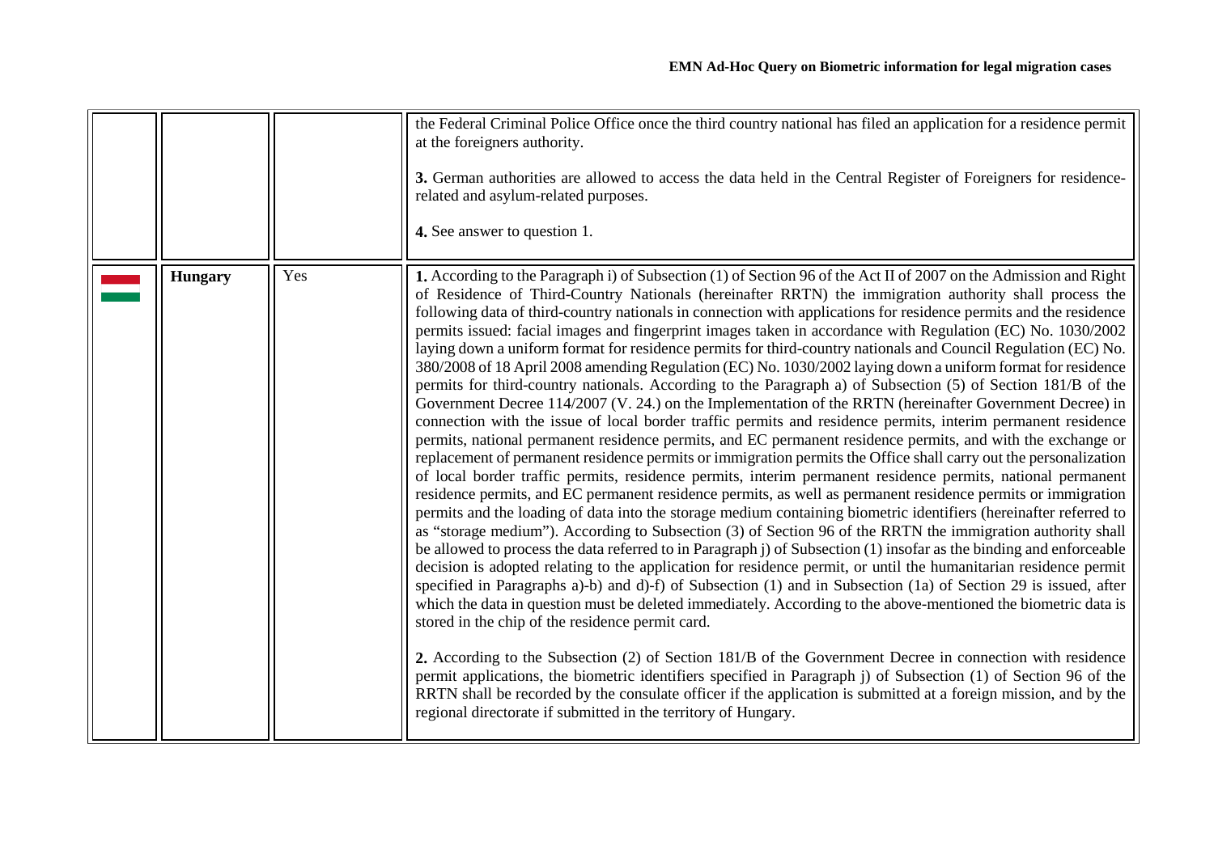| | | | |
|---|---|---|---|
| | | | the Federal Criminal Police Office once the third country national has filed an application for a residence permit at the foreigners authority.<br><br>**3.** German authorities are allowed to access the data held in the Central Register of Foreigners for residence-related and asylum-related purposes.<br><br>**4.** See answer to question 1. |
| | **Hungary** | Yes | **1.** According to the Paragraph i) of Subsection (1) of Section 96 of the Act II of 2007 on the Admission and Right of Residence of Third-Country Nationals (hereinafter RRTN) the immigration authority shall process the following data of third-country nationals in connection with applications for residence permits and the residence permits issued: facial images and fingerprint images taken in accordance with Regulation (EC) No. 1030/2002 laying down a uniform format for residence permits for third-country nationals and Council Regulation (EC) No. 380/2008 of 18 April 2008 amending Regulation (EC) No. 1030/2002 laying down a uniform format for residence permits for third-country nationals. According to the Paragraph a) of Subsection (5) of Section 181/B of the Government Decree 114/2007 (V. 24.) on the Implementation of the RRTN (hereinafter Government Decree) in connection with the issue of local border traffic permits and residence permits, interim permanent residence permits, national permanent residence permits, and EC permanent residence permits, and with the exchange or replacement of permanent residence permits or immigration permits the Office shall carry out the personalization of local border traffic permits, residence permits, interim permanent residence permits, national permanent residence permits, and EC permanent residence permits, as well as permanent residence permits or immigration permits and the loading of data into the storage medium containing biometric identifiers (hereinafter referred to as "storage medium"). According to Subsection (3) of Section 96 of the RRTN the immigration authority shall be allowed to process the data referred to in Paragraph j) of Subsection (1) insofar as the binding and enforceable decision is adopted relating to the application for residence permit, or until the humanitarian residence permit specified in Paragraphs a)-b) and d)-f) of Subsection (1) and in Subsection (1a) of Section 29 is issued, after which the data in question must be deleted immediately. According to the above-mentioned the biometric data is stored in the chip of the residence permit card.<br><br>**2.** According to the Subsection (2) of Section 181/B of the Government Decree in connection with residence permit applications, the biometric identifiers specified in Paragraph j) of Subsection (1) of Section 96 of the RRTN shall be recorded by the consulate officer if the application is submitted at a foreign mission, and by the regional directorate if submitted in the territory of Hungary. |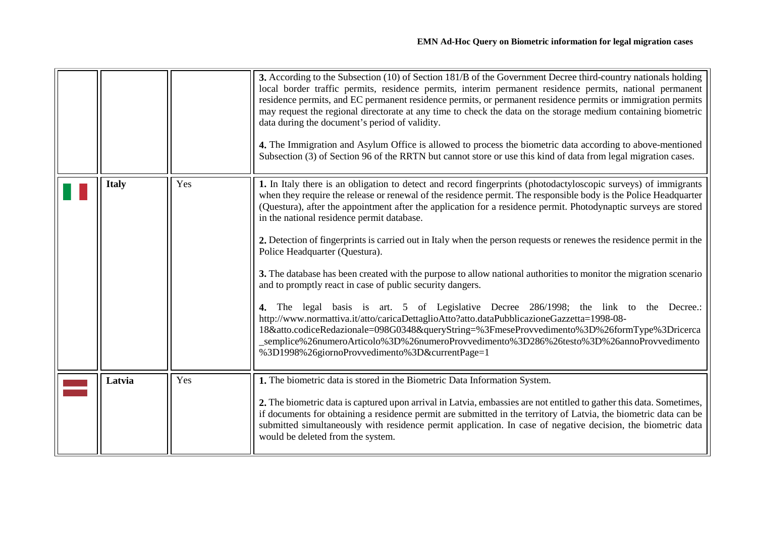|  |  |  |  |
|---|---|---|---|
|  |  |  | **3.** According to the Subsection (10) of Section 181/B of the Government Decree third-country nationals holding local border traffic permits, residence permits, interim permanent residence permits, national permanent residence permits, and EC permanent residence permits, or permanent residence permits or immigration permits may request the regional directorate at any time to check the data on the storage medium containing biometric data during the document's period of validity.<br><br>**4.** The Immigration and Asylum Office is allowed to process the biometric data according to above-mentioned Subsection (3) of Section 96 of the RRTN but cannot store or use this kind of data from legal migration cases. |
|  | **Italy** | Yes | **1.** In Italy there is an obligation to detect and record fingerprints (photodactyloscopic surveys) of immigrants when they require the release or renewal of the residence permit. The responsible body is the Police Headquarter (Questura), after the appointment after the application for a residence permit. Photodynaptic surveys are stored in the national residence permit database.<br><br>**2.** Detection of fingerprints is carried out in Italy when the person requests or renewes the residence permit in the Police Headquarter (Questura).<br><br>**3.** The database has been created with the purpose to allow national authorities to monitor the migration scenario and to promptly react in case of public security dangers.<br><br>**4.** The legal basis is art. 5 of Legislative Decree 286/1998; the link to the Decree.: http://www.normattiva.it/atto/caricaDettaglioAtto?atto.dataPubblicazioneGazzetta=1998-08-18&atto.codiceRedazionale=098G0348&queryString=%3FmeseProvvedimento%3D%26formType%3Dricerca_semplice%26numeroArticolo%3D%26numeroProvvedimento%3D286%26testo%3D%26annoProvvedimento%3D1998%26giornoProvvedimento%3D&currentPage=1 |
|  | **Latvia** | Yes | **1.** The biometric data is stored in the Biometric Data Information System.<br><br>**2.** The biometric data is captured upon arrival in Latvia, embassies are not entitled to gather this data. Sometimes, if documents for obtaining a residence permit are submitted in the territory of Latvia, the biometric data can be submitted simultaneously with residence permit application. In case of negative decision, the biometric data would be deleted from the system. |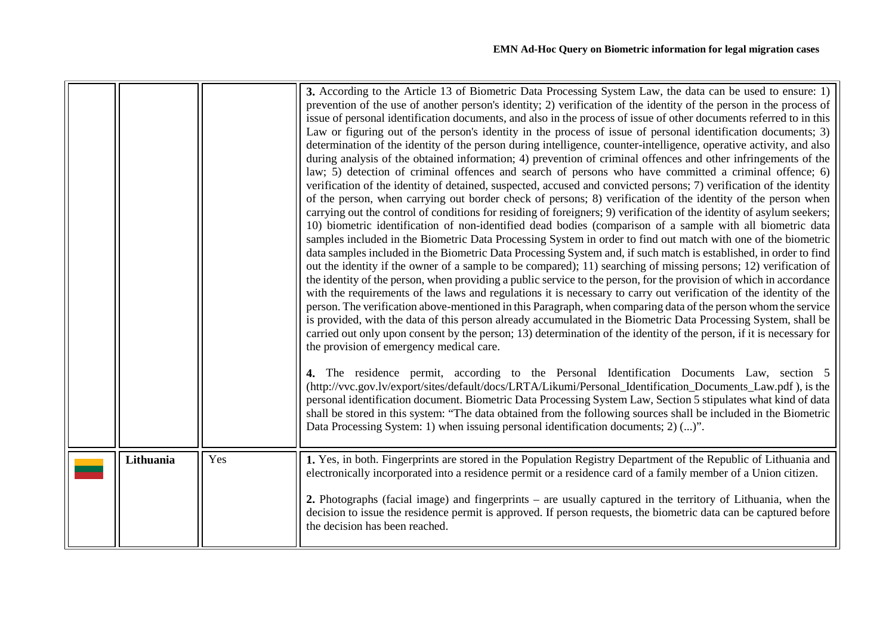| | | | |
|---|---|---|---|
| | | | **3.** According to the Article 13 of Biometric Data Processing System Law, the data can be used to ensure: 1) prevention of the use of another person's identity; 2) verification of the identity of the person in the process of issue of personal identification documents, and also in the process of issue of other documents referred to in this Law or figuring out of the person's identity in the process of issue of personal identification documents; 3) determination of the identity of the person during intelligence, counter-intelligence, operative activity, and also during analysis of the obtained information; 4) prevention of criminal offences and other infringements of the law; 5) detection of criminal offences and search of persons who have committed a criminal offence; 6) verification of the identity of detained, suspected, accused and convicted persons; 7) verification of the identity of the person, when carrying out border check of persons; 8) verification of the identity of the person when carrying out the control of conditions for residing of foreigners; 9) verification of the identity of asylum seekers; 10) biometric identification of non-identified dead bodies (comparison of a sample with all biometric data samples included in the Biometric Data Processing System in order to find out match with one of the biometric data samples included in the Biometric Data Processing System and, if such match is established, in order to find out the identity if the owner of a sample to be compared); 11) searching of missing persons; 12) verification of the identity of the person, when providing a public service to the person, for the provision of which in accordance with the requirements of the laws and regulations it is necessary to carry out verification of the identity of the person. The verification above-mentioned in this Paragraph, when comparing data of the person whom the service is provided, with the data of this person already accumulated in the Biometric Data Processing System, shall be carried out only upon consent by the person; 13) determination of the identity of the person, if it is necessary for the provision of emergency medical care.<br><br>**4.** The residence permit, according to the Personal Identification Documents Law, section 5 (http://vvc.gov.lv/export/sites/default/docs/LRTA/Likumi/Personal_Identification_Documents_Law.pdf ), is the personal identification document. Biometric Data Processing System Law, Section 5 stipulates what kind of data shall be stored in this system: "The data obtained from the following sources shall be included in the Biometric Data Processing System: 1) when issuing personal identification documents; 2) (...)". |
| | **Lithuania** | Yes | **1.** Yes, in both. Fingerprints are stored in the Population Registry Department of the Republic of Lithuania and electronically incorporated into a residence permit or a residence card of a family member of a Union citizen.<br><br>**2.** Photographs (facial image) and fingerprints – are usually captured in the territory of Lithuania, when the decision to issue the residence permit is approved. If person requests, the biometric data can be captured before the decision has been reached. |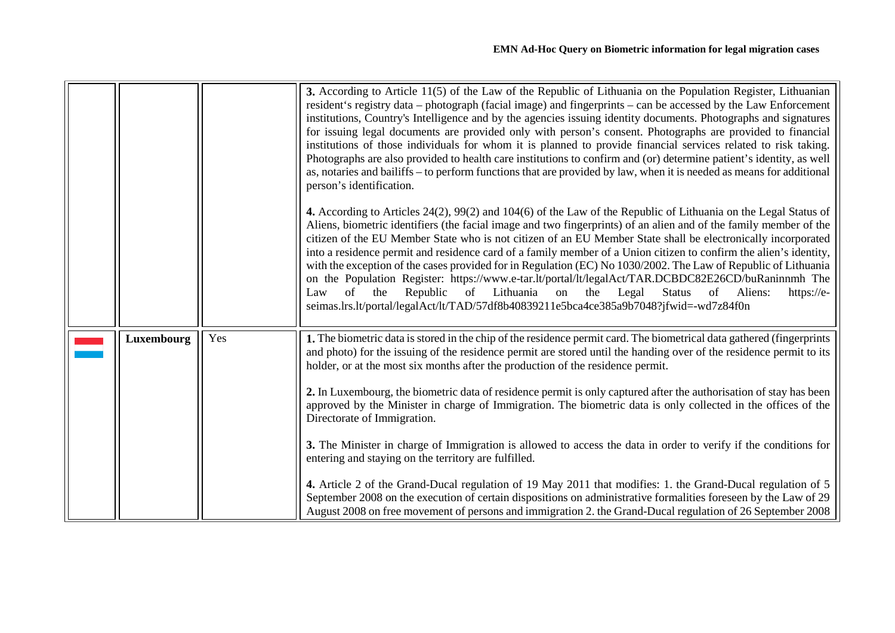| | | | |
|---|---|---|---|
| | | | **3.** According to Article 11(5) of the Law of the Republic of Lithuania on the Population Register, Lithuanian resident's registry data – photograph (facial image) and fingerprints – can be accessed by the Law Enforcement institutions, Country's Intelligence and by the agencies issuing identity documents. Photographs and signatures for issuing legal documents are provided only with person's consent. Photographs are provided to financial institutions of those individuals for whom it is planned to provide financial services related to risk taking. Photographs are also provided to health care institutions to confirm and (or) determine patient's identity, as well as, notaries and bailiffs – to perform functions that are provided by law, when it is needed as means for additional person's identification.<br><br>**4.** According to Articles 24(2), 99(2) and 104(6) of the Law of the Republic of Lithuania on the Legal Status of Aliens, biometric identifiers (the facial image and two fingerprints) of an alien and of the family member of the citizen of the EU Member State who is not citizen of an EU Member State shall be electronically incorporated into a residence permit and residence card of a family member of a Union citizen to confirm the alien's identity, with the exception of the cases provided for in Regulation (EC) No 1030/2002. The Law of Republic of Lithuania on the Population Register: https://www.e-tar.lt/portal/lt/legalAct/TAR.DCBDC82E26CD/buRaninnmh The Law of the Republic of Lithuania on the Legal Status of Aliens: https://e-seimas.lrs.lt/portal/legalAct/lt/TAD/57df8b40839211e5bca4ce385a9b7048?jfwid=-wd7z84f0n |
| | **Luxembourg** | Yes | **1.** The biometric data is stored in the chip of the residence permit card. The biometrical data gathered (fingerprints and photo) for the issuing of the residence permit are stored until the handing over of the residence permit to its holder, or at the most six months after the production of the residence permit.<br><br>**2.** In Luxembourg, the biometric data of residence permit is only captured after the authorisation of stay has been approved by the Minister in charge of Immigration. The biometric data is only collected in the offices of the Directorate of Immigration.<br><br>**3.** The Minister in charge of Immigration is allowed to access the data in order to verify if the conditions for entering and staying on the territory are fulfilled.<br><br>**4.** Article 2 of the Grand-Ducal regulation of 19 May 2011 that modifies: 1. the Grand-Ducal regulation of 5 September 2008 on the execution of certain dispositions on administrative formalities foreseen by the Law of 29 August 2008 on free movement of persons and immigration 2. the Grand-Ducal regulation of 26 September 2008 |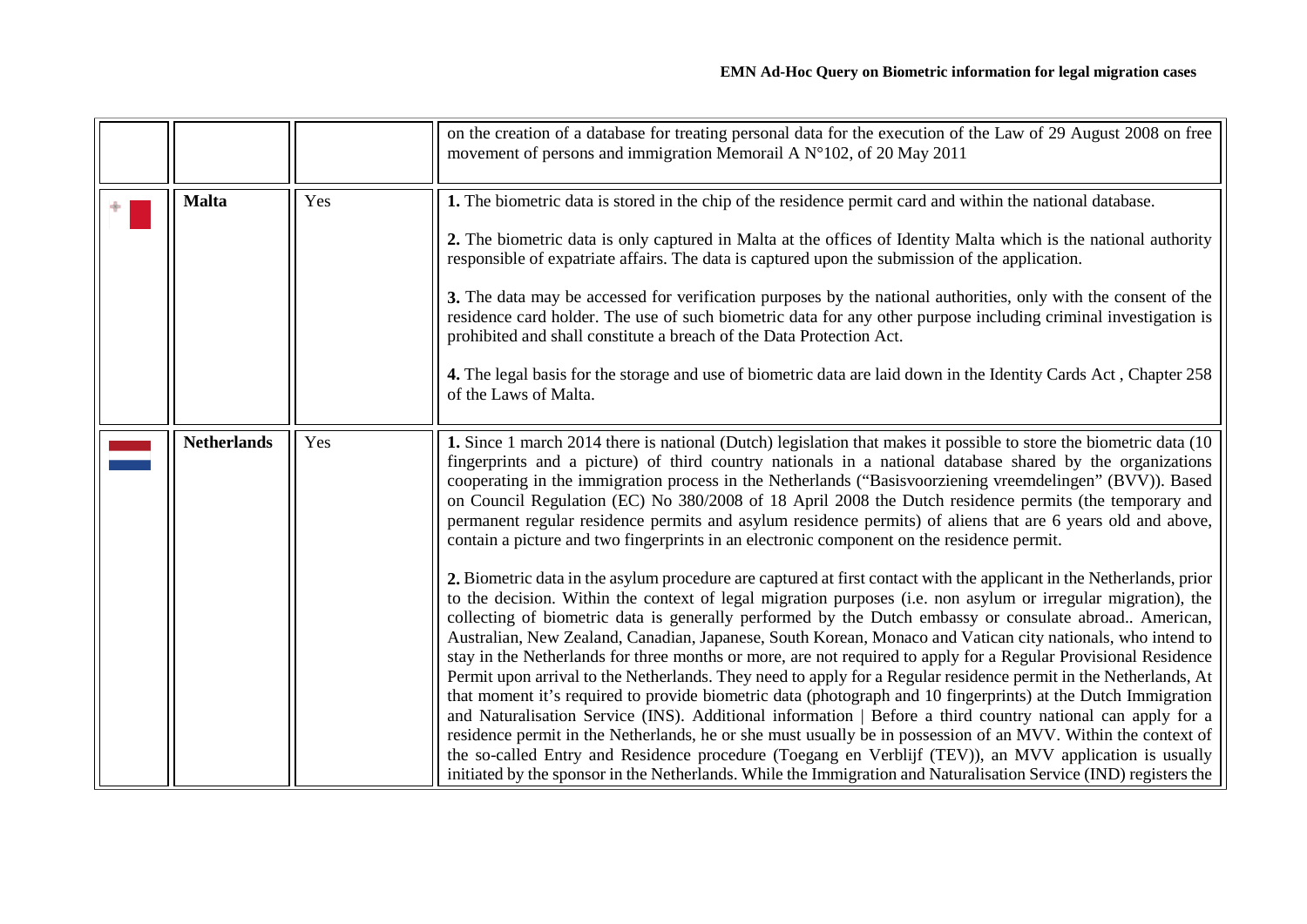| | | | |
|---|---|---|---|
| | | | on the creation of a database for treating personal data for the execution of the Law of 29 August 2008 on free movement of persons and immigration Memorail A N°102, of 20 May 2011 |
| | **Malta** | Yes | **1.** The biometric data is stored in the chip of the residence permit card and within the national database.<br><br>**2.** The biometric data is only captured in Malta at the offices of Identity Malta which is the national authority responsible of expatriate affairs. The data is captured upon the submission of the application.<br><br>**3.** The data may be accessed for verification purposes by the national authorities, only with the consent of the residence card holder. The use of such biometric data for any other purpose including criminal investigation is prohibited and shall constitute a breach of the Data Protection Act.<br><br>**4.** The legal basis for the storage and use of biometric data are laid down in the Identity Cards Act , Chapter 258 of the Laws of Malta. |
| | **Netherlands** | Yes | **1.** Since 1 march 2014 there is national (Dutch) legislation that makes it possible to store the biometric data (10 fingerprints and a picture) of third country nationals in a national database shared by the organizations cooperating in the immigration process in the Netherlands ("Basisvoorziening vreemdelingen" (BVV)). Based on Council Regulation (EC) No 380/2008 of 18 April 2008 the Dutch residence permits (the temporary and permanent regular residence permits and asylum residence permits) of aliens that are 6 years old and above, contain a picture and two fingerprints in an electronic component on the residence permit.<br><br>**2.** Biometric data in the asylum procedure are captured at first contact with the applicant in the Netherlands, prior to the decision. Within the context of legal migration purposes (i.e. non asylum or irregular migration), the collecting of biometric data is generally performed by the Dutch embassy or consulate abroad.. American, Australian, New Zealand, Canadian, Japanese, South Korean, Monaco and Vatican city nationals, who intend to stay in the Netherlands for three months or more, are not required to apply for a Regular Provisional Residence Permit upon arrival to the Netherlands. They need to apply for a Regular residence permit in the Netherlands, At that moment it's required to provide biometric data (photograph and 10 fingerprints) at the Dutch Immigration and Naturalisation Service (INS). Additional information \| Before a third country national can apply for a residence permit in the Netherlands, he or she must usually be in possession of an MVV. Within the context of the so-called Entry and Residence procedure (Toegang en Verblijf (TEV)), an MVV application is usually initiated by the sponsor in the Netherlands. While the Immigration and Naturalisation Service (IND) registers the |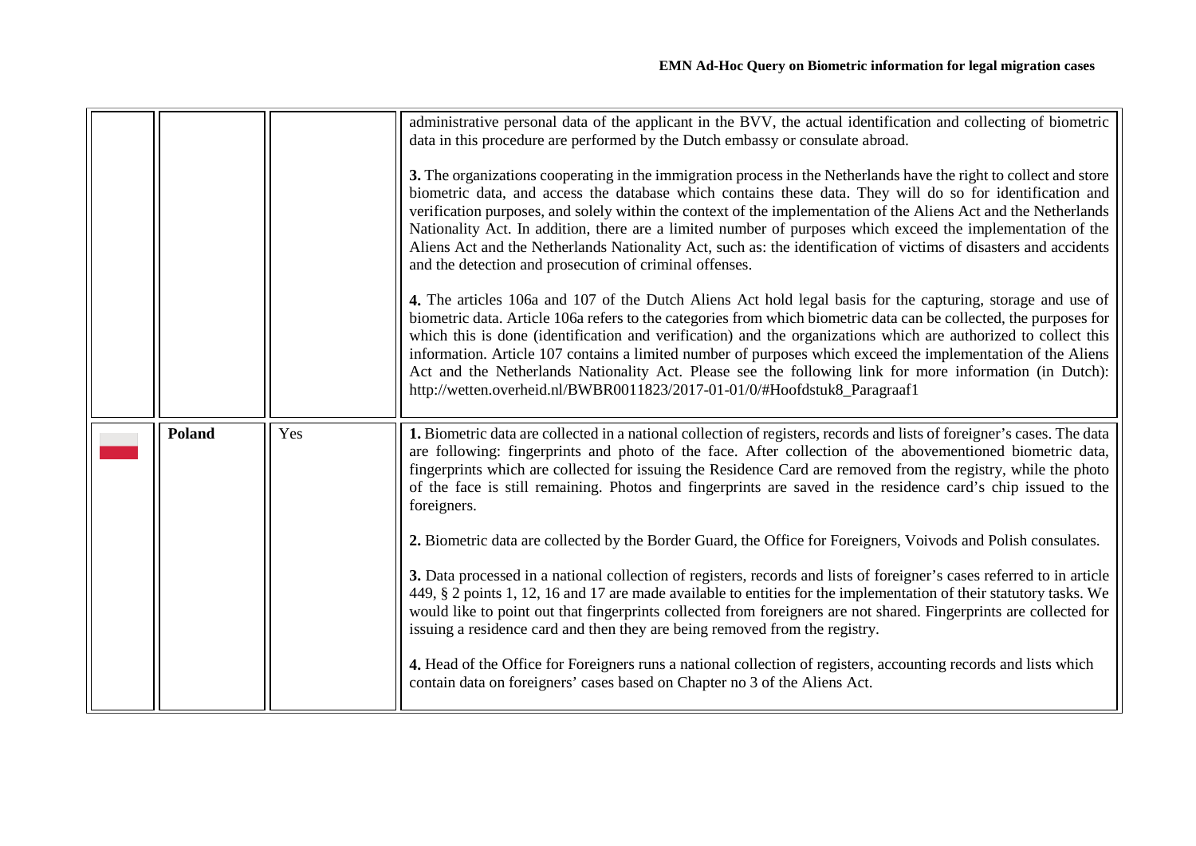| | | | |
|---|---|---|---|
| | | | administrative personal data of the applicant in the BVV, the actual identification and collecting of biometric data in this procedure are performed by the Dutch embassy or consulate abroad.<br><br>**3.** The organizations cooperating in the immigration process in the Netherlands have the right to collect and store biometric data, and access the database which contains these data. They will do so for identification and verification purposes, and solely within the context of the implementation of the Aliens Act and the Netherlands Nationality Act. In addition, there are a limited number of purposes which exceed the implementation of the Aliens Act and the Netherlands Nationality Act, such as: the identification of victims of disasters and accidents and the detection and prosecution of criminal offenses.<br><br>**4.** The articles 106a and 107 of the Dutch Aliens Act hold legal basis for the capturing, storage and use of biometric data. Article 106a refers to the categories from which biometric data can be collected, the purposes for which this is done (identification and verification) and the organizations which are authorized to collect this information. Article 107 contains a limited number of purposes which exceed the implementation of the Aliens Act and the Netherlands Nationality Act. Please see the following link for more information (in Dutch): http://wetten.overheid.nl/BWBR0011823/2017-01-01/0/#Hoofdstuk8_Paragraaf1 |
| | **Poland** | Yes | **1.** Biometric data are collected in a national collection of registers, records and lists of foreigner's cases. The data are following: fingerprints and photo of the face. After collection of the abovementioned biometric data, fingerprints which are collected for issuing the Residence Card are removed from the registry, while the photo of the face is still remaining. Photos and fingerprints are saved in the residence card's chip issued to the foreigners.<br><br>**2.** Biometric data are collected by the Border Guard, the Office for Foreigners, Voivods and Polish consulates.<br><br>**3.** Data processed in a national collection of registers, records and lists of foreigner's cases referred to in article 449, § 2 points 1, 12, 16 and 17 are made available to entities for the implementation of their statutory tasks. We would like to point out that fingerprints collected from foreigners are not shared. Fingerprints are collected for issuing a residence card and then they are being removed from the registry.<br><br>**4.** Head of the Office for Foreigners runs a national collection of registers, accounting records and lists which contain data on foreigners' cases based on Chapter no 3 of the Aliens Act. |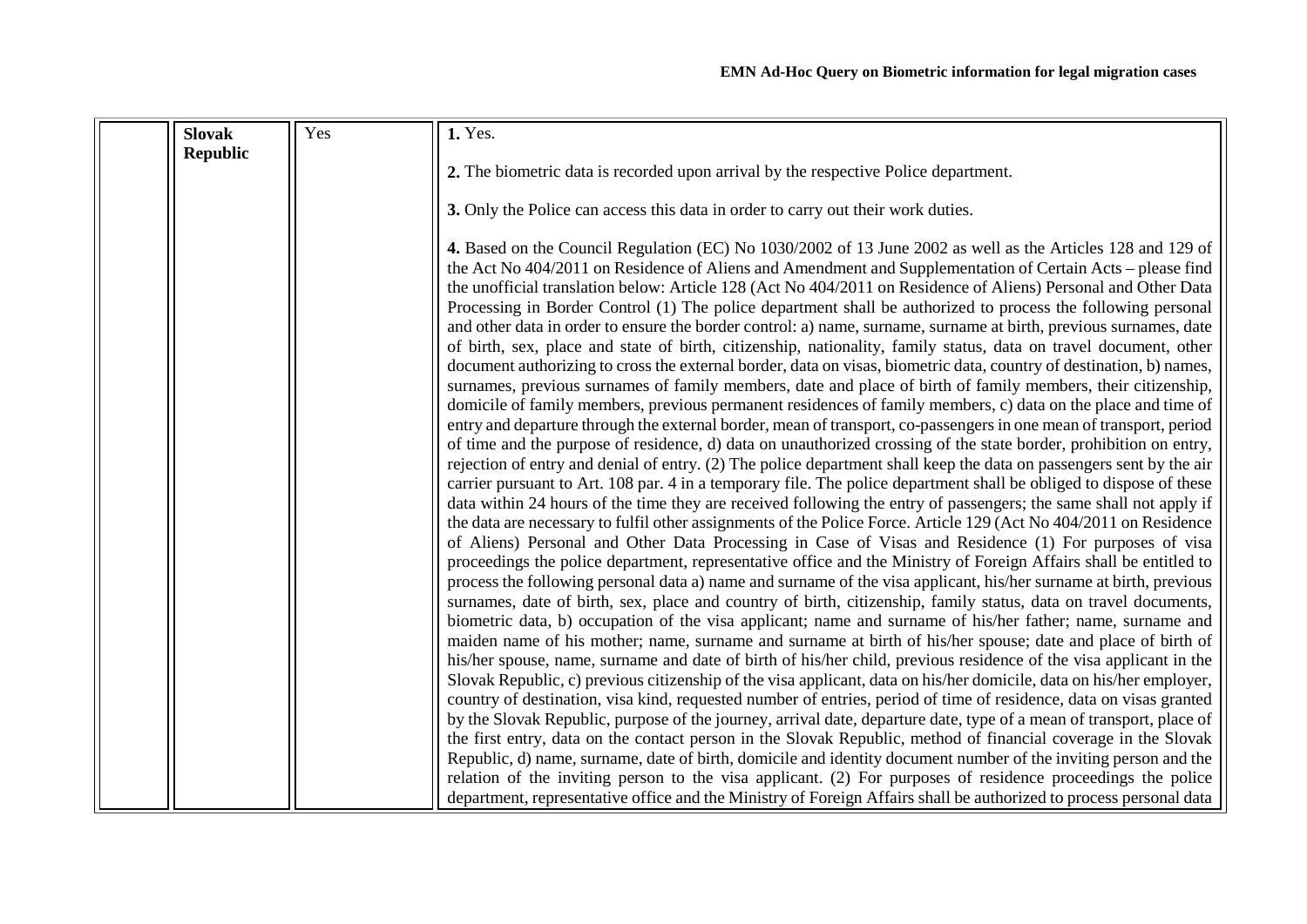| | Slovak Republic | Yes | **1.** Yes.<br><br>**2.** The biometric data is recorded upon arrival by the respective Police department.<br><br>**3.** Only the Police can access this data in order to carry out their work duties.<br><br>**4.** Based on the Council Regulation (EC) No 1030/2002 of 13 June 2002 as well as the Articles 128 and 129 of the Act No 404/2011 on Residence of Aliens and Amendment and Supplementation of Certain Acts – please find the unofficial translation below: Article 128 (Act No 404/2011 on Residence of Aliens) Personal and Other Data Processing in Border Control (1) The police department shall be authorized to process the following personal and other data in order to ensure the border control: a) name, surname, surname at birth, previous surnames, date of birth, sex, place and state of birth, citizenship, nationality, family status, data on travel document, other document authorizing to cross the external border, data on visas, biometric data, country of destination, b) names, surnames, previous surnames of family members, date and place of birth of family members, their citizenship, domicile of family members, previous permanent residences of family members, c) data on the place and time of entry and departure through the external border, mean of transport, co-passengers in one mean of transport, period of time and the purpose of residence, d) data on unauthorized crossing of the state border, prohibition on entry, rejection of entry and denial of entry. (2) The police department shall keep the data on passengers sent by the air carrier pursuant to Art. 108 par. 4 in a temporary file. The police department shall be obliged to dispose of these data within 24 hours of the time they are received following the entry of passengers; the same shall not apply if the data are necessary to fulfil other assignments of the Police Force. Article 129 (Act No 404/2011 on Residence of Aliens) Personal and Other Data Processing in Case of Visas and Residence (1) For purposes of visa proceedings the police department, representative office and the Ministry of Foreign Affairs shall be entitled to process the following personal data a) name and surname of the visa applicant, his/her surname at birth, previous surnames, date of birth, sex, place and country of birth, citizenship, family status, data on travel documents, biometric data, b) occupation of the visa applicant; name and surname of his/her father; name, surname and maiden name of his mother; name, surname and surname at birth of his/her spouse; date and place of birth of his/her spouse, name, surname and date of birth of his/her child, previous residence of the visa applicant in the Slovak Republic, c) previous citizenship of the visa applicant, data on his/her domicile, data on his/her employer, country of destination, visa kind, requested number of entries, period of time of residence, data on visas granted by the Slovak Republic, purpose of the journey, arrival date, departure date, type of a mean of transport, place of the first entry, data on the contact person in the Slovak Republic, method of financial coverage in the Slovak Republic, d) name, surname, date of birth, domicile and identity document number of the inviting person and the relation of the inviting person to the visa applicant. (2) For purposes of residence proceedings the police department, representative office and the Ministry of Foreign Affairs shall be authorized to process personal data |
|---|---|---|---|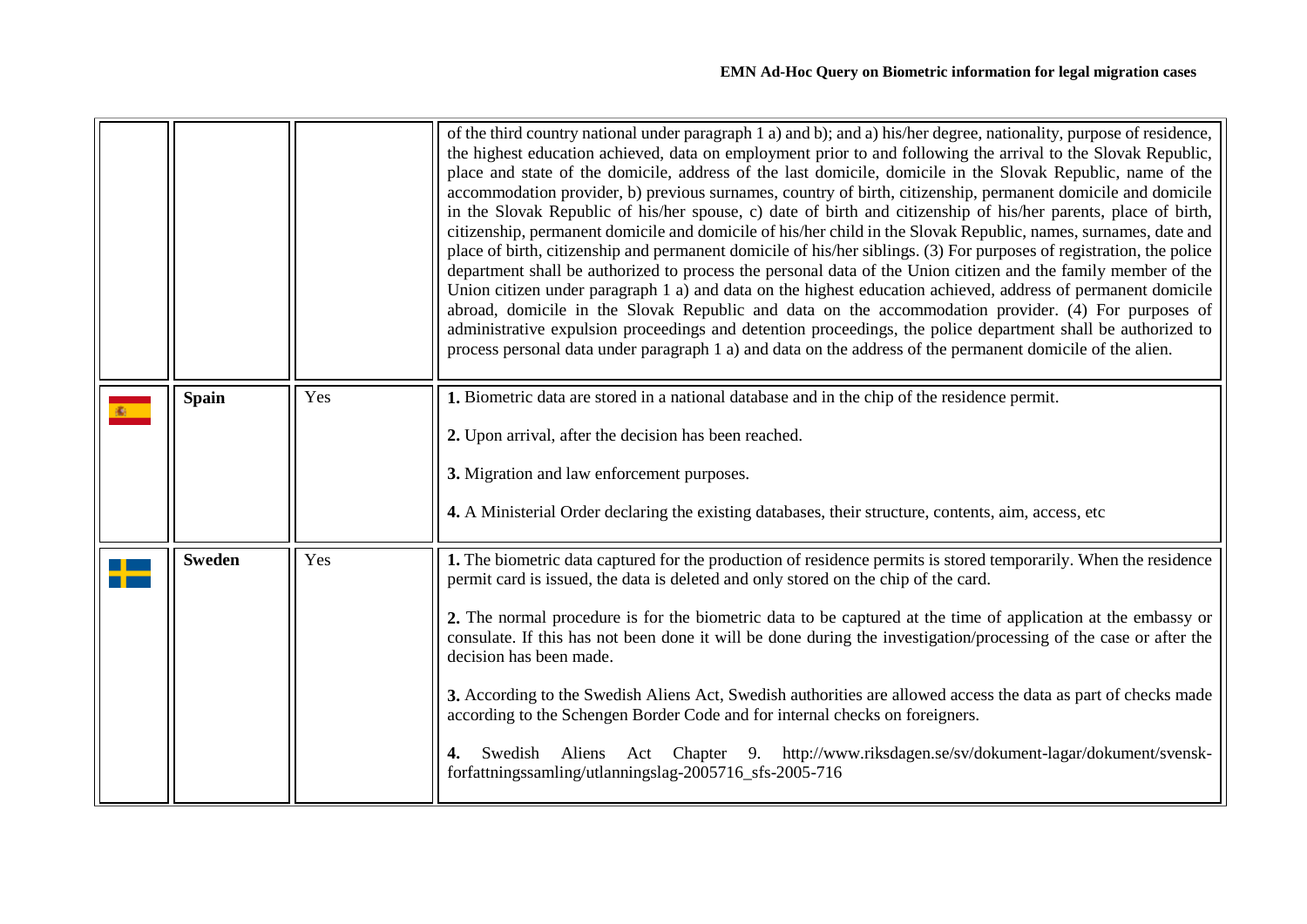| | | | |
|---|---|---|---|
| | | | of the third country national under paragraph 1 a) and b); and a) his/her degree, nationality, purpose of residence, the highest education achieved, data on employment prior to and following the arrival to the Slovak Republic, place and state of the domicile, address of the last domicile, domicile in the Slovak Republic, name of the accommodation provider, b) previous surnames, country of birth, citizenship, permanent domicile and domicile in the Slovak Republic of his/her spouse, c) date of birth and citizenship of his/her parents, place of birth, citizenship, permanent domicile and domicile of his/her child in the Slovak Republic, names, surnames, date and place of birth, citizenship and permanent domicile of his/her siblings. (3) For purposes of registration, the police department shall be authorized to process the personal data of the Union citizen and the family member of the Union citizen under paragraph 1 a) and data on the highest education achieved, address of permanent domicile abroad, domicile in the Slovak Republic and data on the accommodation provider. (4) For purposes of administrative expulsion proceedings and detention proceedings, the police department shall be authorized to process personal data under paragraph 1 a) and data on the address of the permanent domicile of the alien. |
| | **Spain** | Yes | **1.** Biometric data are stored in a national database and in the chip of the residence permit.<br><br>**2.** Upon arrival, after the decision has been reached.<br><br>**3.** Migration and law enforcement purposes.<br><br>**4.** A Ministerial Order declaring the existing databases, their structure, contents, aim, access, etc |
| | **Sweden** | Yes | **1.** The biometric data captured for the production of residence permits is stored temporarily. When the residence permit card is issued, the data is deleted and only stored on the chip of the card.<br><br>**2.** The normal procedure is for the biometric data to be captured at the time of application at the embassy or consulate. If this has not been done it will be done during the investigation/processing of the case or after the decision has been made.<br><br>**3.** According to the Swedish Aliens Act, Swedish authorities are allowed access the data as part of checks made according to the Schengen Border Code and for internal checks on foreigners.<br><br>**4.** Swedish Aliens Act Chapter 9. http://www.riksdagen.se/sv/dokument-lagar/dokument/svensk-forfattningssamling/utlanningslag-2005716_sfs-2005-716 |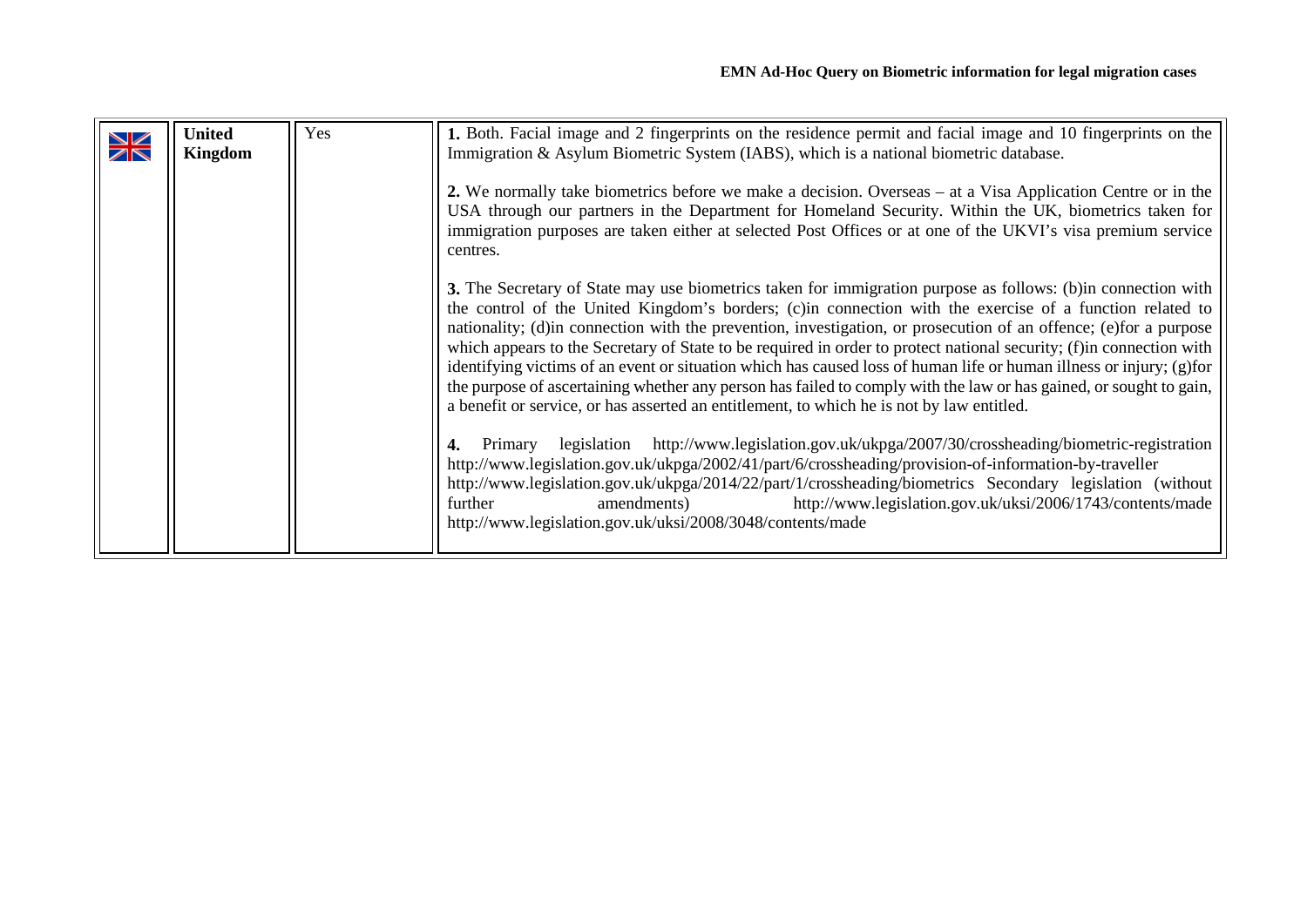| | | | |
|---|---|---|---|
| | **United Kingdom** | Yes | **1.** Both. Facial image and 2 fingerprints on the residence permit and facial image and 10 fingerprints on the Immigration & Asylum Biometric System (IABS), which is a national biometric database.<br><br>**2.** We normally take biometrics before we make a decision. Overseas – at a Visa Application Centre or in the USA through our partners in the Department for Homeland Security. Within the UK, biometrics taken for immigration purposes are taken either at selected Post Offices or at one of the UKVI's visa premium service centres.<br><br>**3.** The Secretary of State may use biometrics taken for immigration purpose as follows: (b)in connection with the control of the United Kingdom's borders; (c)in connection with the exercise of a function related to nationality; (d)in connection with the prevention, investigation, or prosecution of an offence; (e)for a purpose which appears to the Secretary of State to be required in order to protect national security; (f)in connection with identifying victims of an event or situation which has caused loss of human life or human illness or injury; (g)for the purpose of ascertaining whether any person has failed to comply with the law or has gained, or sought to gain, a benefit or service, or has asserted an entitlement, to which he is not by law entitled.<br><br>**4.** Primary legislation http://www.legislation.gov.uk/ukpga/2007/30/crossheading/biometric-registration http://www.legislation.gov.uk/ukpga/2002/41/part/6/crossheading/provision-of-information-by-traveller http://www.legislation.gov.uk/ukpga/2014/22/part/1/crossheading/biometrics Secondary legislation (without further amendments) http://www.legislation.gov.uk/uksi/2006/1743/contents/made http://www.legislation.gov.uk/uksi/2008/3048/contents/made |